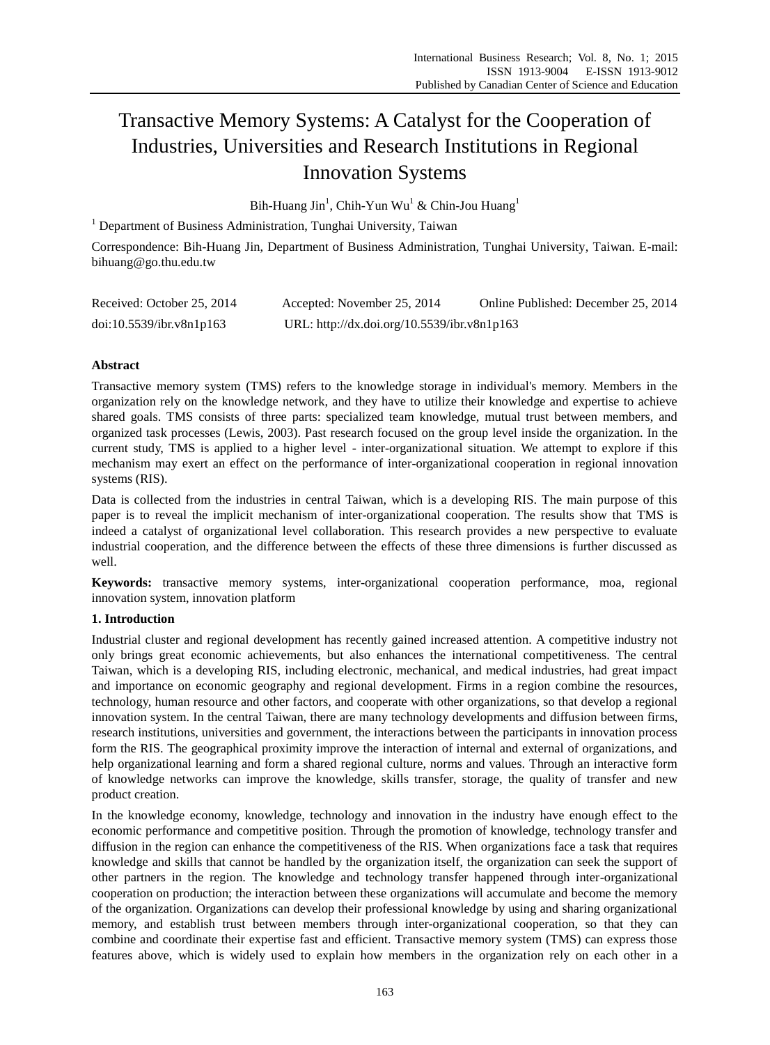# Transactive Memory Systems: A Catalyst for the Cooperation of Industries, Universities and Research Institutions in Regional Innovation Systems

Bih-Huang Jin[1], Chih-Yun Wu[1] & Chin-Jou Huang[1]

[1] Department of Business Administration, Tunghai University, Taiwan

Correspondence: Bih-Huang Jin, Department of Business Administration, Tunghai University, Taiwan. E-mail: bihuang@go.thu.edu.tw

Received: October 25, 2014 Accepted: November 25, 2014 Online Published: December 25, 2014

doi:10.5539/ibr.v8n1p163 URL: http://dx.doi.org/10.5539/ibr.v8n1p163

## Abstract

Transactive memory system (TMS) refers to the knowledge storage in individual's memory. Members in the organization rely on the knowledge network, and they have to utilize their knowledge and expertise to achieve shared goals. TMS consists of three parts: specialized team knowledge, mutual trust between members, and organized task processes (Lewis, 2003). Past research focused on the group level inside the organization. In the current study, TMS is applied to a higher level - inter-organizational situation. We attempt to explore if this mechanism may exert an effect on the performance of inter-organizational cooperation in regional innovation systems (RIS).

Data is collected from the industries in central Taiwan, which is a developing RIS. The main purpose of this paper is to reveal the implicit mechanism of inter-organizational cooperation. The results show that TMS is indeed a catalyst of organizational level collaboration. This research provides a new perspective to evaluate industrial cooperation, and the difference between the effects of these three dimensions is further discussed as well.

**Keywords:** transactive memory systems, inter-organizational cooperation performance, moa, regional innovation system, innovation platform

## 1. Introduction

Industrial cluster and regional development has recently gained increased attention. A competitive industry not only brings great economic achievements, but also enhances the international competitiveness. The central Taiwan, which is a developing RIS, including electronic, mechanical, and medical industries, had great impact and importance on economic geography and regional development. Firms in a region combine the resources, technology, human resource and other factors, and cooperate with other organizations, so that develop a regional innovation system. In the central Taiwan, there are many technology developments and diffusion between firms, research institutions, universities and government, the interactions between the participants in innovation process form the RIS. The geographical proximity improve the interaction of internal and external of organizations, and help organizational learning and form a shared regional culture, norms and values. Through an interactive form of knowledge networks can improve the knowledge, skills transfer, storage, the quality of transfer and new product creation.

In the knowledge economy, knowledge, technology and innovation in the industry have enough effect to the economic performance and competitive position. Through the promotion of knowledge, technology transfer and diffusion in the region can enhance the competitiveness of the RIS. When organizations face a task that requires knowledge and skills that cannot be handled by the organization itself, the organization can seek the support of other partners in the region. The knowledge and technology transfer happened through inter-organizational cooperation on production; the interaction between these organizations will accumulate and become the memory of the organization. Organizations can develop their professional knowledge by using and sharing organizational memory, and establish trust between members through inter-organizational cooperation, so that they can combine and coordinate their expertise fast and efficient. Transactive memory system (TMS) can express those features above, which is widely used to explain how members in the organization rely on each other in a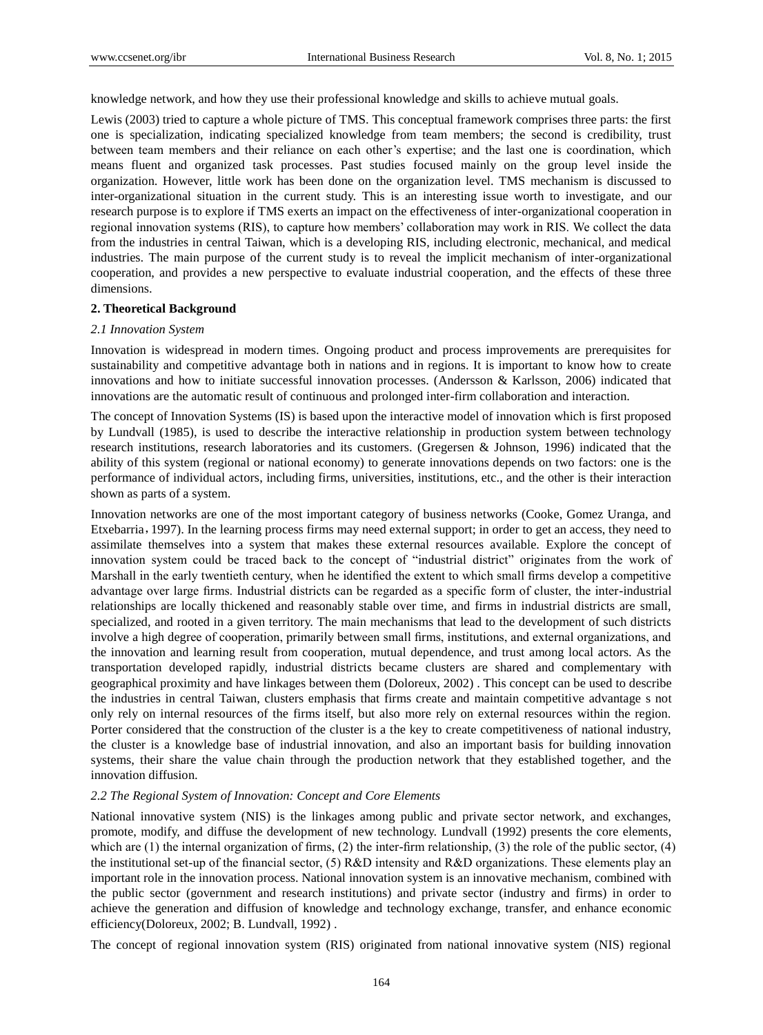knowledge network, and how they use their professional knowledge and skills to achieve mutual goals.

Lewis (2003) tried to capture a whole picture of TMS. This conceptual framework comprises three parts: the first one is specialization, indicating specialized knowledge from team members; the second is credibility, trust between team members and their reliance on each other's expertise; and the last one is coordination, which means fluent and organized task processes. Past studies focused mainly on the group level inside the organization. However, little work has been done on the organization level. TMS mechanism is discussed to inter-organizational situation in the current study. This is an interesting issue worth to investigate, and our research purpose is to explore if TMS exerts an impact on the effectiveness of inter-organizational cooperation in regional innovation systems (RIS), to capture how members' collaboration may work in RIS. We collect the data from the industries in central Taiwan, which is a developing RIS, including electronic, mechanical, and medical industries. The main purpose of the current study is to reveal the implicit mechanism of inter-organizational cooperation, and provides a new perspective to evaluate industrial cooperation, and the effects of these three dimensions.

## 2. Theoretical Background

### *2.1 Innovation System*

Innovation is widespread in modern times. Ongoing product and process improvements are prerequisites for sustainability and competitive advantage both in nations and in regions. It is important to know how to create innovations and how to initiate successful innovation processes. (Andersson & Karlsson, 2006) indicated that innovations are the automatic result of continuous and prolonged inter-firm collaboration and interaction.

The concept of Innovation Systems (IS) is based upon the interactive model of innovation which is first proposed by Lundvall (1985), is used to describe the interactive relationship in production system between technology research institutions, research laboratories and its customers. (Gregersen & Johnson, 1996) indicated that the ability of this system (regional or national economy) to generate innovations depends on two factors: one is the performance of individual actors, including firms, universities, institutions, etc., and the other is their interaction shown as parts of a system.

Innovation networks are one of the most important category of business networks (Cooke, Gomez Uranga, and Etxebarria，1997). In the learning process firms may need external support; in order to get an access, they need to assimilate themselves into a system that makes these external resources available. Explore the concept of innovation system could be traced back to the concept of "industrial district" originates from the work of Marshall in the early twentieth century, when he identified the extent to which small firms develop a competitive advantage over large firms. Industrial districts can be regarded as a specific form of cluster, the inter-industrial relationships are locally thickened and reasonably stable over time, and firms in industrial districts are small, specialized, and rooted in a given territory. The main mechanisms that lead to the development of such districts involve a high degree of cooperation, primarily between small firms, institutions, and external organizations, and the innovation and learning result from cooperation, mutual dependence, and trust among local actors. As the transportation developed rapidly, industrial districts became clusters are shared and complementary with geographical proximity and have linkages between them (Doloreux, 2002) . This concept can be used to describe the industries in central Taiwan, clusters emphasis that firms create and maintain competitive advantage s not only rely on internal resources of the firms itself, but also more rely on external resources within the region. Porter considered that the construction of the cluster is a the key to create competitiveness of national industry, the cluster is a knowledge base of industrial innovation, and also an important basis for building innovation systems, their share the value chain through the production network that they established together, and the innovation diffusion.

### *2.2 The Regional System of Innovation: Concept and Core Elements*

National innovative system (NIS) is the linkages among public and private sector network, and exchanges, promote, modify, and diffuse the development of new technology. Lundvall (1992) presents the core elements, which are (1) the internal organization of firms, (2) the inter-firm relationship, (3) the role of the public sector, (4) the institutional set-up of the financial sector, (5) R&D intensity and R&D organizations. These elements play an important role in the innovation process. National innovation system is an innovative mechanism, combined with the public sector (government and research institutions) and private sector (industry and firms) in order to achieve the generation and diffusion of knowledge and technology exchange, transfer, and enhance economic efficiency(Doloreux, 2002; B. Lundvall, 1992) .

The concept of regional innovation system (RIS) originated from national innovative system (NIS) regional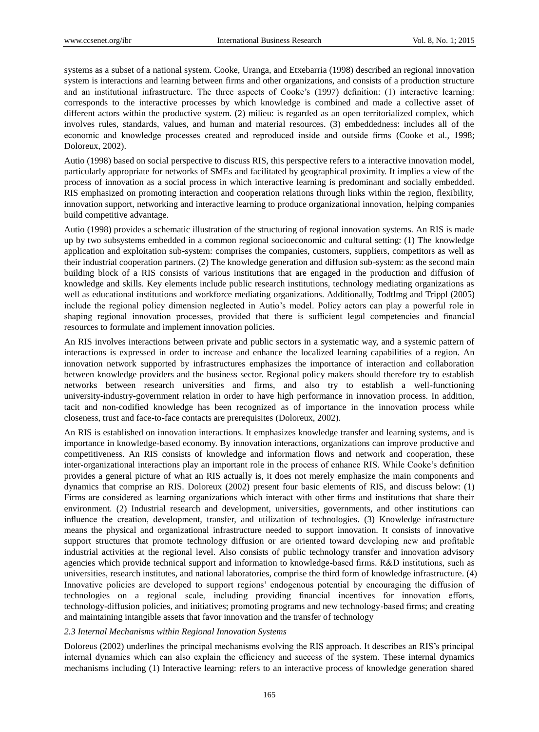systems as a subset of a national system. Cooke, Uranga, and Etxebarria (1998) described an regional innovation system is interactions and learning between firms and other organizations, and consists of a production structure and an institutional infrastructure. The three aspects of Cooke's (1997) definition: (1) interactive learning: corresponds to the interactive processes by which knowledge is combined and made a collective asset of different actors within the productive system. (2) milieu: is regarded as an open territorialized complex, which involves rules, standards, values, and human and material resources. (3) embeddedness: includes all of the economic and knowledge processes created and reproduced inside and outside firms (Cooke et al., 1998; Doloreux, 2002).

Autio (1998) based on social perspective to discuss RIS, this perspective refers to a interactive innovation model, particularly appropriate for networks of SMEs and facilitated by geographical proximity. It implies a view of the process of innovation as a social process in which interactive learning is predominant and socially embedded. RIS emphasized on promoting interaction and cooperation relations through links within the region, flexibility, innovation support, networking and interactive learning to produce organizational innovation, helping companies build competitive advantage.

Autio (1998) provides a schematic illustration of the structuring of regional innovation systems. An RIS is made up by two subsystems embedded in a common regional socioeconomic and cultural setting: (1) The knowledge application and exploitation sub-system: comprises the companies, customers, suppliers, competitors as well as their industrial cooperation partners. (2) The knowledge generation and diffusion sub-system: as the second main building block of a RIS consists of various institutions that are engaged in the production and diffusion of knowledge and skills. Key elements include public research institutions, technology mediating organizations as well as educational institutions and workforce mediating organizations. Additionally, Todtlmg and Trippl (2005) include the regional policy dimension neglected in Autio's model. Policy actors can play a powerful role in shaping regional innovation processes, provided that there is sufficient legal competencies and financial resources to formulate and implement innovation policies.

An RIS involves interactions between private and public sectors in a systematic way, and a systemic pattern of interactions is expressed in order to increase and enhance the localized learning capabilities of a region. An innovation network supported by infrastructures emphasizes the importance of interaction and collaboration between knowledge providers and the business sector. Regional policy makers should therefore try to establish networks between research universities and firms, and also try to establish a well-functioning university-industry-government relation in order to have high performance in innovation process. In addition, tacit and non-codified knowledge has been recognized as of importance in the innovation process while closeness, trust and face-to-face contacts are prerequisites (Doloreux, 2002).

An RIS is established on innovation interactions. It emphasizes knowledge transfer and learning systems, and is importance in knowledge-based economy. By innovation interactions, organizations can improve productive and competitiveness. An RIS consists of knowledge and information flows and network and cooperation, these inter-organizational interactions play an important role in the process of enhance RIS. While Cooke's definition provides a general picture of what an RIS actually is, it does not merely emphasize the main components and dynamics that comprise an RIS. Doloreux (2002) present four basic elements of RIS, and discuss below: (1) Firms are considered as learning organizations which interact with other firms and institutions that share their environment. (2) Industrial research and development, universities, governments, and other institutions can influence the creation, development, transfer, and utilization of technologies. (3) Knowledge infrastructure means the physical and organizational infrastructure needed to support innovation. It consists of innovative support structures that promote technology diffusion or are oriented toward developing new and profitable industrial activities at the regional level. Also consists of public technology transfer and innovation advisory agencies which provide technical support and information to knowledge-based firms. R&D institutions, such as universities, research institutes, and national laboratories, comprise the third form of knowledge infrastructure. (4) Innovative policies are developed to support regions' endogenous potential by encouraging the diffusion of technologies on a regional scale, including providing financial incentives for innovation efforts, technology-diffusion policies, and initiatives; promoting programs and new technology-based firms; and creating and maintaining intangible assets that favor innovation and the transfer of technology

### *2.3 Internal Mechanisms within Regional Innovation Systems*

Doloreus (2002) underlines the principal mechanisms evolving the RIS approach. It describes an RIS's principal internal dynamics which can also explain the efficiency and success of the system. These internal dynamics mechanisms including (1) Interactive learning: refers to an interactive process of knowledge generation shared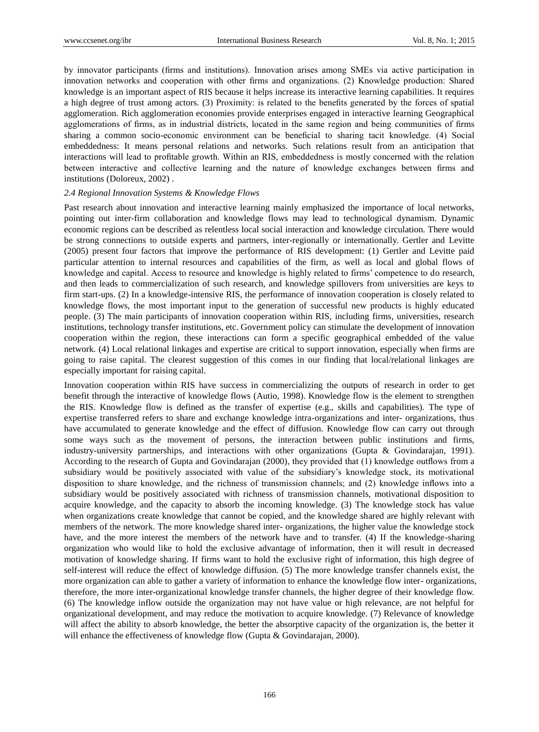by innovator participants (firms and institutions). Innovation arises among SMEs via active participation in innovation networks and cooperation with other firms and organizations. (2) Knowledge production: Shared knowledge is an important aspect of RIS because it helps increase its interactive learning capabilities. It requires a high degree of trust among actors. (3) Proximity: is related to the benefits generated by the forces of spatial agglomeration. Rich agglomeration economies provide enterprises engaged in interactive learning Geographical agglomerations of firms, as in industrial districts, located in the same region and being communities of firms sharing a common socio-economic environment can be beneficial to sharing tacit knowledge. (4) Social embeddedness: It means personal relations and networks. Such relations result from an anticipation that interactions will lead to profitable growth. Within an RIS, embeddedness is mostly concerned with the relation between interactive and collective learning and the nature of knowledge exchanges between firms and institutions (Doloreux, 2002) .

### *2.4 Regional Innovation Systems & Knowledge Flows*

Past research about innovation and interactive learning mainly emphasized the importance of local networks, pointing out inter-firm collaboration and knowledge flows may lead to technological dynamism. Dynamic economic regions can be described as relentless local social interaction and knowledge circulation. There would be strong connections to outside experts and partners, inter-regionally or internationally. Gertler and Levitte (2005) present four factors that improve the performance of RIS development: (1) Gertler and Levitte paid particular attention to internal resources and capabilities of the firm, as well as local and global flows of knowledge and capital. Access to resource and knowledge is highly related to firms' competence to do research, and then leads to commercialization of such research, and knowledge spillovers from universities are keys to firm start-ups. (2) In a knowledge-intensive RIS, the performance of innovation cooperation is closely related to knowledge flows, the most important input to the generation of successful new products is highly educated people. (3) The main participants of innovation cooperation within RIS, including firms, universities, research institutions, technology transfer institutions, etc. Government policy can stimulate the development of innovation cooperation within the region, these interactions can form a specific geographical embedded of the value network. (4) Local relational linkages and expertise are critical to support innovation, especially when firms are going to raise capital. The clearest suggestion of this comes in our finding that local/relational linkages are especially important for raising capital.

Innovation cooperation within RIS have success in commercializing the outputs of research in order to get benefit through the interactive of knowledge flows (Autio, 1998). Knowledge flow is the element to strengthen the RIS. Knowledge flow is defined as the transfer of expertise (e.g., skills and capabilities). The type of expertise transferred refers to share and exchange knowledge intra-organizations and inter- organizations, thus have accumulated to generate knowledge and the effect of diffusion. Knowledge flow can carry out through some ways such as the movement of persons, the interaction between public institutions and firms, industry-university partnerships, and interactions with other organizations (Gupta & Govindarajan, 1991). According to the research of Gupta and Govindarajan (2000), they provided that (1) knowledge outflows from a subsidiary would be positively associated with value of the subsidiary's knowledge stock, its motivational disposition to share knowledge, and the richness of transmission channels; and (2) knowledge inflows into a subsidiary would be positively associated with richness of transmission channels, motivational disposition to acquire knowledge, and the capacity to absorb the incoming knowledge. (3) The knowledge stock has value when organizations create knowledge that cannot be copied, and the knowledge shared are highly relevant with members of the network. The more knowledge shared inter- organizations, the higher value the knowledge stock have, and the more interest the members of the network have and to transfer. (4) If the knowledge-sharing organization who would like to hold the exclusive advantage of information, then it will result in decreased motivation of knowledge sharing. If firms want to hold the exclusive right of information, this high degree of self-interest will reduce the effect of knowledge diffusion. (5) The more knowledge transfer channels exist, the more organization can able to gather a variety of information to enhance the knowledge flow inter- organizations, therefore, the more inter-organizational knowledge transfer channels, the higher degree of their knowledge flow. (6) The knowledge inflow outside the organization may not have value or high relevance, are not helpful for organizational development, and may reduce the motivation to acquire knowledge. (7) Relevance of knowledge will affect the ability to absorb knowledge, the better the absorptive capacity of the organization is, the better it will enhance the effectiveness of knowledge flow (Gupta & Govindarajan, 2000).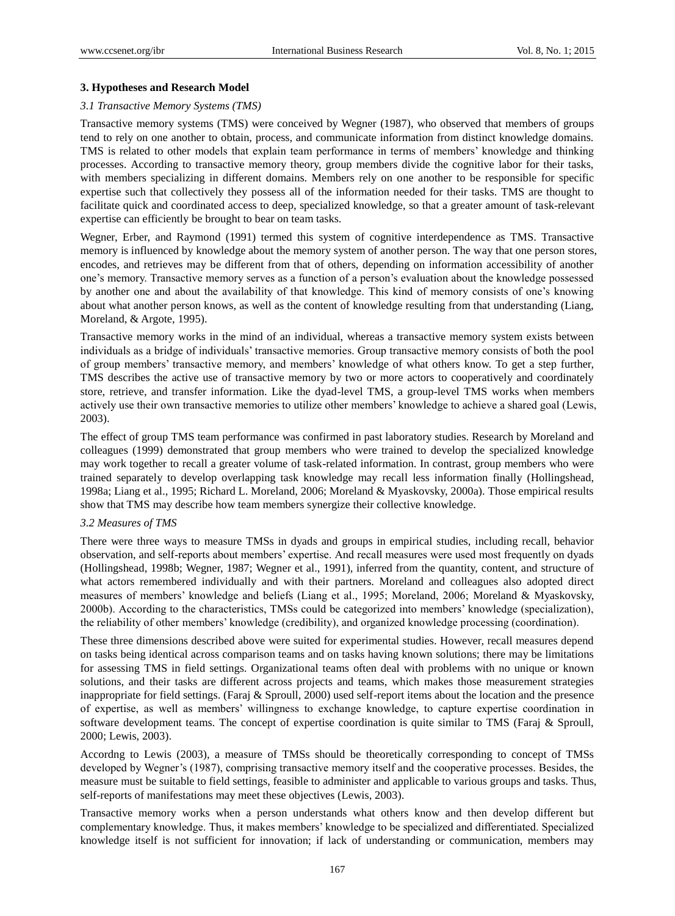## 3. Hypotheses and Research Model

### *3.1 Transactive Memory Systems (TMS)*

Transactive memory systems (TMS) were conceived by Wegner (1987), who observed that members of groups tend to rely on one another to obtain, process, and communicate information from distinct knowledge domains. TMS is related to other models that explain team performance in terms of members' knowledge and thinking processes. According to transactive memory theory, group members divide the cognitive labor for their tasks, with members specializing in different domains. Members rely on one another to be responsible for specific expertise such that collectively they possess all of the information needed for their tasks. TMS are thought to facilitate quick and coordinated access to deep, specialized knowledge, so that a greater amount of task-relevant expertise can efficiently be brought to bear on team tasks.

Wegner, Erber, and Raymond (1991) termed this system of cognitive interdependence as TMS. Transactive memory is influenced by knowledge about the memory system of another person. The way that one person stores, encodes, and retrieves may be different from that of others, depending on information accessibility of another one's memory. Transactive memory serves as a function of a person's evaluation about the knowledge possessed by another one and about the availability of that knowledge. This kind of memory consists of one's knowing about what another person knows, as well as the content of knowledge resulting from that understanding (Liang, Moreland, & Argote, 1995).

Transactive memory works in the mind of an individual, whereas a transactive memory system exists between individuals as a bridge of individuals' transactive memories. Group transactive memory consists of both the pool of group members' transactive memory, and members' knowledge of what others know. To get a step further, TMS describes the active use of transactive memory by two or more actors to cooperatively and coordinately store, retrieve, and transfer information. Like the dyad-level TMS, a group-level TMS works when members actively use their own transactive memories to utilize other members' knowledge to achieve a shared goal (Lewis, 2003).

The effect of group TMS team performance was confirmed in past laboratory studies. Research by Moreland and colleagues (1999) demonstrated that group members who were trained to develop the specialized knowledge may work together to recall a greater volume of task-related information. In contrast, group members who were trained separately to develop overlapping task knowledge may recall less information finally (Hollingshead, 1998a; Liang et al., 1995; Richard L. Moreland, 2006; Moreland & Myaskovsky, 2000a). Those empirical results show that TMS may describe how team members synergize their collective knowledge.

### *3.2 Measures of TMS*

There were three ways to measure TMSs in dyads and groups in empirical studies, including recall, behavior observation, and self-reports about members' expertise. And recall measures were used most frequently on dyads (Hollingshead, 1998b; Wegner, 1987; Wegner et al., 1991), inferred from the quantity, content, and structure of what actors remembered individually and with their partners. Moreland and colleagues also adopted direct measures of members' knowledge and beliefs (Liang et al., 1995; Moreland, 2006; Moreland & Myaskovsky, 2000b). According to the characteristics, TMSs could be categorized into members' knowledge (specialization), the reliability of other members' knowledge (credibility), and organized knowledge processing (coordination).

These three dimensions described above were suited for experimental studies. However, recall measures depend on tasks being identical across comparison teams and on tasks having known solutions; there may be limitations for assessing TMS in field settings. Organizational teams often deal with problems with no unique or known solutions, and their tasks are different across projects and teams, which makes those measurement strategies inappropriate for field settings. (Faraj & Sproull, 2000) used self-report items about the location and the presence of expertise, as well as members' willingness to exchange knowledge, to capture expertise coordination in software development teams. The concept of expertise coordination is quite similar to TMS (Faraj & Sproull, 2000; Lewis, 2003).

Accordng to Lewis (2003), a measure of TMSs should be theoretically corresponding to concept of TMSs developed by Wegner's (1987), comprising transactive memory itself and the cooperative processes. Besides, the measure must be suitable to field settings, feasible to administer and applicable to various groups and tasks. Thus, self-reports of manifestations may meet these objectives (Lewis, 2003).

Transactive memory works when a person understands what others know and then develop different but complementary knowledge. Thus, it makes members' knowledge to be specialized and differentiated. Specialized knowledge itself is not sufficient for innovation; if lack of understanding or communication, members may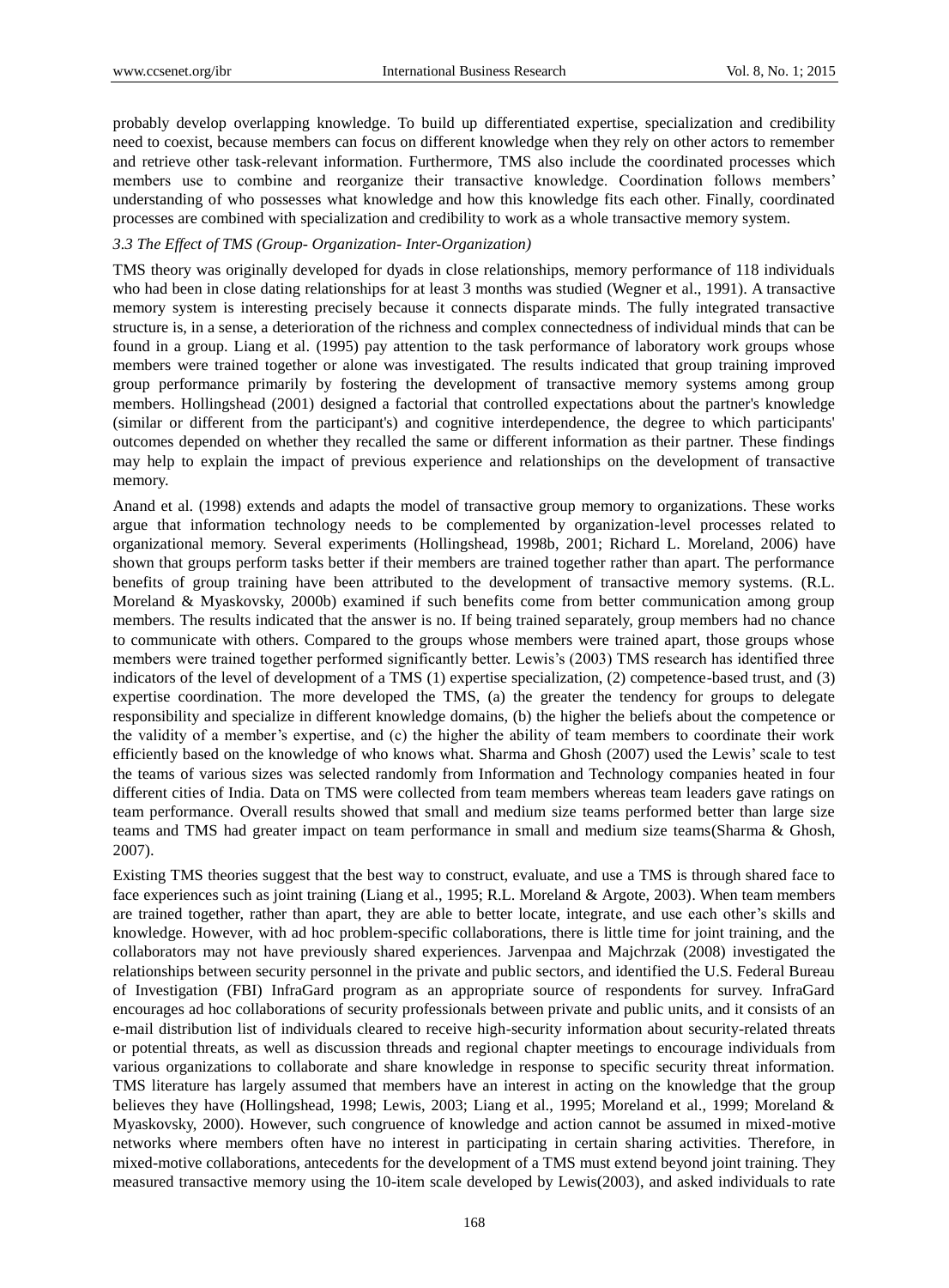probably develop overlapping knowledge. To build up differentiated expertise, specialization and credibility need to coexist, because members can focus on different knowledge when they rely on other actors to remember and retrieve other task-relevant information. Furthermore, TMS also include the coordinated processes which members use to combine and reorganize their transactive knowledge. Coordination follows members' understanding of who possesses what knowledge and how this knowledge fits each other. Finally, coordinated processes are combined with specialization and credibility to work as a whole transactive memory system.

### *3.3 The Effect of TMS (Group- Organization- Inter-Organization)*

TMS theory was originally developed for dyads in close relationships, memory performance of 118 individuals who had been in close dating relationships for at least 3 months was studied (Wegner et al., 1991). A transactive memory system is interesting precisely because it connects disparate minds. The fully integrated transactive structure is, in a sense, a deterioration of the richness and complex connectedness of individual minds that can be found in a group. Liang et al. (1995) pay attention to the task performance of laboratory work groups whose members were trained together or alone was investigated. The results indicated that group training improved group performance primarily by fostering the development of transactive memory systems among group members. Hollingshead (2001) designed a factorial that controlled expectations about the partner's knowledge (similar or different from the participant's) and cognitive interdependence, the degree to which participants' outcomes depended on whether they recalled the same or different information as their partner. These findings may help to explain the impact of previous experience and relationships on the development of transactive memory.

Anand et al. (1998) extends and adapts the model of transactive group memory to organizations. These works argue that information technology needs to be complemented by organization-level processes related to organizational memory. Several experiments (Hollingshead, 1998b, 2001; Richard L. Moreland, 2006) have shown that groups perform tasks better if their members are trained together rather than apart. The performance benefits of group training have been attributed to the development of transactive memory systems. (R.L. Moreland & Myaskovsky, 2000b) examined if such benefits come from better communication among group members. The results indicated that the answer is no. If being trained separately, group members had no chance to communicate with others. Compared to the groups whose members were trained apart, those groups whose members were trained together performed significantly better. Lewis's (2003) TMS research has identified three indicators of the level of development of a TMS (1) expertise specialization, (2) competence-based trust, and (3) expertise coordination. The more developed the TMS, (a) the greater the tendency for groups to delegate responsibility and specialize in different knowledge domains, (b) the higher the beliefs about the competence or the validity of a member's expertise, and (c) the higher the ability of team members to coordinate their work efficiently based on the knowledge of who knows what. Sharma and Ghosh (2007) used the Lewis' scale to test the teams of various sizes was selected randomly from Information and Technology companies heated in four different cities of India. Data on TMS were collected from team members whereas team leaders gave ratings on team performance. Overall results showed that small and medium size teams performed better than large size teams and TMS had greater impact on team performance in small and medium size teams(Sharma & Ghosh, 2007).

Existing TMS theories suggest that the best way to construct, evaluate, and use a TMS is through shared face to face experiences such as joint training (Liang et al., 1995; R.L. Moreland & Argote, 2003). When team members are trained together, rather than apart, they are able to better locate, integrate, and use each other's skills and knowledge. However, with ad hoc problem-specific collaborations, there is little time for joint training, and the collaborators may not have previously shared experiences. Jarvenpaa and Majchrzak (2008) investigated the relationships between security personnel in the private and public sectors, and identified the U.S. Federal Bureau of Investigation (FBI) InfraGard program as an appropriate source of respondents for survey. InfraGard encourages ad hoc collaborations of security professionals between private and public units, and it consists of an e-mail distribution list of individuals cleared to receive high-security information about security-related threats or potential threats, as well as discussion threads and regional chapter meetings to encourage individuals from various organizations to collaborate and share knowledge in response to specific security threat information. TMS literature has largely assumed that members have an interest in acting on the knowledge that the group believes they have (Hollingshead, 1998; Lewis, 2003; Liang et al., 1995; Moreland et al., 1999; Moreland & Myaskovsky, 2000). However, such congruence of knowledge and action cannot be assumed in mixed-motive networks where members often have no interest in participating in certain sharing activities. Therefore, in mixed-motive collaborations, antecedents for the development of a TMS must extend beyond joint training. They measured transactive memory using the 10-item scale developed by Lewis(2003), and asked individuals to rate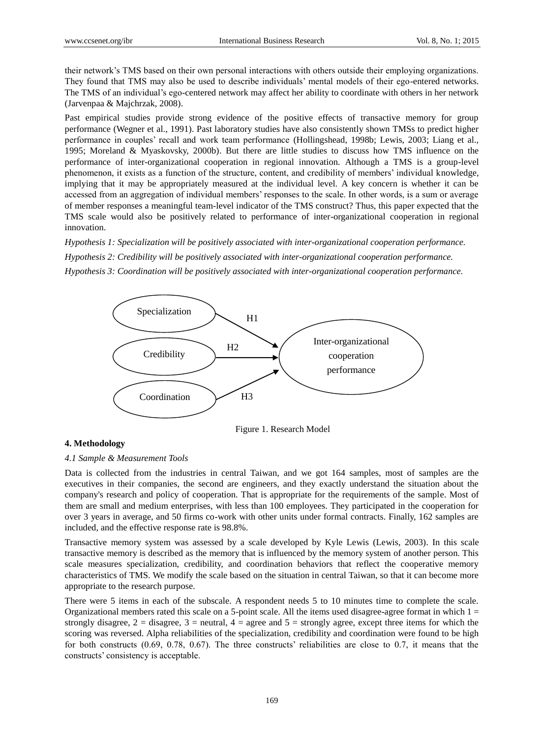their network's TMS based on their own personal interactions with others outside their employing organizations. They found that TMS may also be used to describe individuals' mental models of their ego-entered networks. The TMS of an individual's ego-centered network may affect her ability to coordinate with others in her network (Jarvenpaa & Majchrzak, 2008).

Past empirical studies provide strong evidence of the positive effects of transactive memory for group performance (Wegner et al., 1991). Past laboratory studies have also consistently shown TMSs to predict higher performance in couples' recall and work team performance (Hollingshead, 1998b; Lewis, 2003; Liang et al., 1995; Moreland & Myaskovsky, 2000b). But there are little studies to discuss how TMS influence on the performance of inter-organizational cooperation in regional innovation. Although a TMS is a group-level phenomenon, it exists as a function of the structure, content, and credibility of members' individual knowledge, implying that it may be appropriately measured at the individual level. A key concern is whether it can be accessed from an aggregation of individual members' responses to the scale. In other words, is a sum or average of member responses a meaningful team-level indicator of the TMS construct? Thus, this paper expected that the TMS scale would also be positively related to performance of inter-organizational cooperation in regional innovation.

*Hypothesis 1: Specialization will be positively associated with inter-organizational cooperation performance.*

*Hypothesis 2: Credibility will be positively associated with inter-organizational cooperation performance.*

*Hypothesis 3: Coordination will be positively associated with inter-organizational cooperation performance.*

Specialization —H1→ Inter-organizational cooperation performance

Credibility —H2→ Inter-organizational cooperation performance

Coordination —H3→ Inter-organizational cooperation performance

Figure 1. Research Model

## 4. Methodology

### *4.1 Sample & Measurement Tools*

Data is collected from the industries in central Taiwan, and we got 164 samples, most of samples are the executives in their companies, the second are engineers, and they exactly understand the situation about the company's research and policy of cooperation. That is appropriate for the requirements of the sample. Most of them are small and medium enterprises, with less than 100 employees. They participated in the cooperation for over 3 years in average, and 50 firms co-work with other units under formal contracts. Finally, 162 samples are included, and the effective response rate is 98.8%.

Transactive memory system was assessed by a scale developed by Kyle Lewis (Lewis, 2003). In this scale transactive memory is described as the memory that is influenced by the memory system of another person. This scale measures specialization, credibility, and coordination behaviors that reflect the cooperative memory characteristics of TMS. We modify the scale based on the situation in central Taiwan, so that it can become more appropriate to the research purpose.

There were 5 items in each of the subscale. A respondent needs 5 to 10 minutes time to complete the scale. Organizational members rated this scale on a 5-point scale. All the items used disagree-agree format in which 1 = strongly disagree, 2 = disagree, 3 = neutral, 4 = agree and 5 = strongly agree, except three items for which the scoring was reversed. Alpha reliabilities of the specialization, credibility and coordination were found to be high for both constructs (0.69, 0.78, 0.67). The three constructs' reliabilities are close to 0.7, it means that the constructs' consistency is acceptable.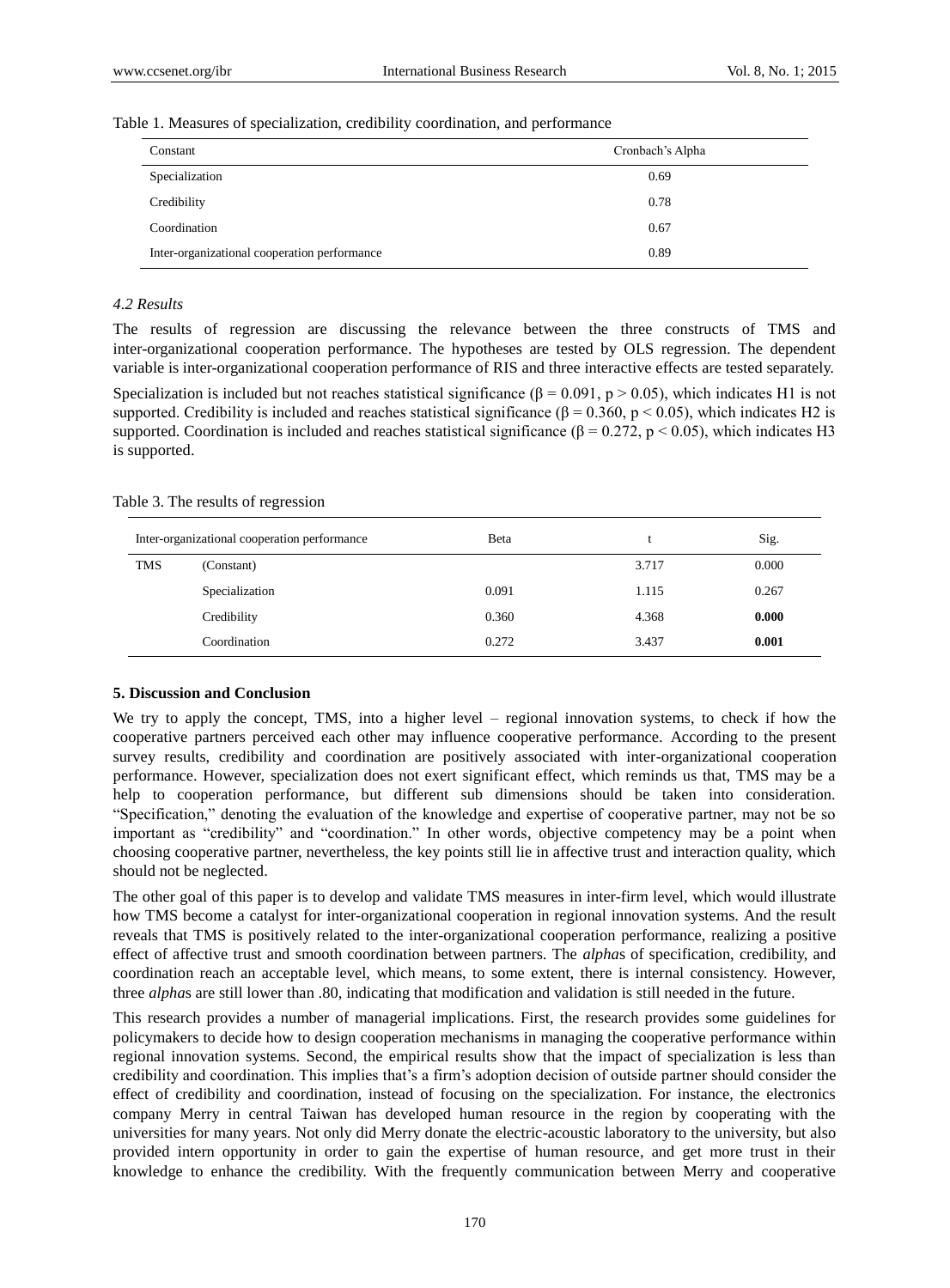Table 1. Measures of specialization, credibility coordination, and performance

| Constant | Cronbach's Alpha |
| --- | --- |
| Specialization | 0.69 |
| Credibility | 0.78 |
| Coordination | 0.67 |
| Inter-organizational cooperation performance | 0.89 |

### *4.2 Results*

The results of regression are discussing the relevance between the three constructs of TMS and inter-organizational cooperation performance. The hypotheses are tested by OLS regression. The dependent variable is inter-organizational cooperation performance of RIS and three interactive effects are tested separately.

Specialization is included but not reaches statistical significance ($\beta = 0.091$, $p > 0.05$), which indicates H1 is not supported. Credibility is included and reaches statistical significance ($\beta = 0.360$, $p < 0.05$), which indicates H2 is supported. Coordination is included and reaches statistical significance ($\beta = 0.272$, $p < 0.05$), which indicates H3 is supported.

Table 3. The results of regression

| Inter-organizational cooperation performance | | Beta | t | Sig. |
| --- | --- | --- | --- | --- |
| TMS | (Constant) | | 3.717 | 0.000 |
| | Specialization | 0.091 | 1.115 | 0.267 |
| | Credibility | 0.360 | 4.368 | **0.000** |
| | Coordination | 0.272 | 3.437 | **0.001** |

## 5. Discussion and Conclusion

We try to apply the concept, TMS, into a higher level – regional innovation systems, to check if how the cooperative partners perceived each other may influence cooperative performance. According to the present survey results, credibility and coordination are positively associated with inter-organizational cooperation performance. However, specialization does not exert significant effect, which reminds us that, TMS may be a help to cooperation performance, but different sub dimensions should be taken into consideration. "Specification," denoting the evaluation of the knowledge and expertise of cooperative partner, may not be so important as "credibility" and "coordination." In other words, objective competency may be a point when choosing cooperative partner, nevertheless, the key points still lie in affective trust and interaction quality, which should not be neglected.

The other goal of this paper is to develop and validate TMS measures in inter-firm level, which would illustrate how TMS become a catalyst for inter-organizational cooperation in regional innovation systems. And the result reveals that TMS is positively related to the inter-organizational cooperation performance, realizing a positive effect of affective trust and smooth coordination between partners. The *alpha*s of specification, credibility, and coordination reach an acceptable level, which means, to some extent, there is internal consistency. However, three *alpha*s are still lower than .80, indicating that modification and validation is still needed in the future.

This research provides a number of managerial implications. First, the research provides some guidelines for policymakers to decide how to design cooperation mechanisms in managing the cooperative performance within regional innovation systems. Second, the empirical results show that the impact of specialization is less than credibility and coordination. This implies that's a firm's adoption decision of outside partner should consider the effect of credibility and coordination, instead of focusing on the specialization. For instance, the electronics company Merry in central Taiwan has developed human resource in the region by cooperating with the universities for many years. Not only did Merry donate the electric-acoustic laboratory to the university, but also provided intern opportunity in order to gain the expertise of human resource, and get more trust in their knowledge to enhance the credibility. With the frequently communication between Merry and cooperative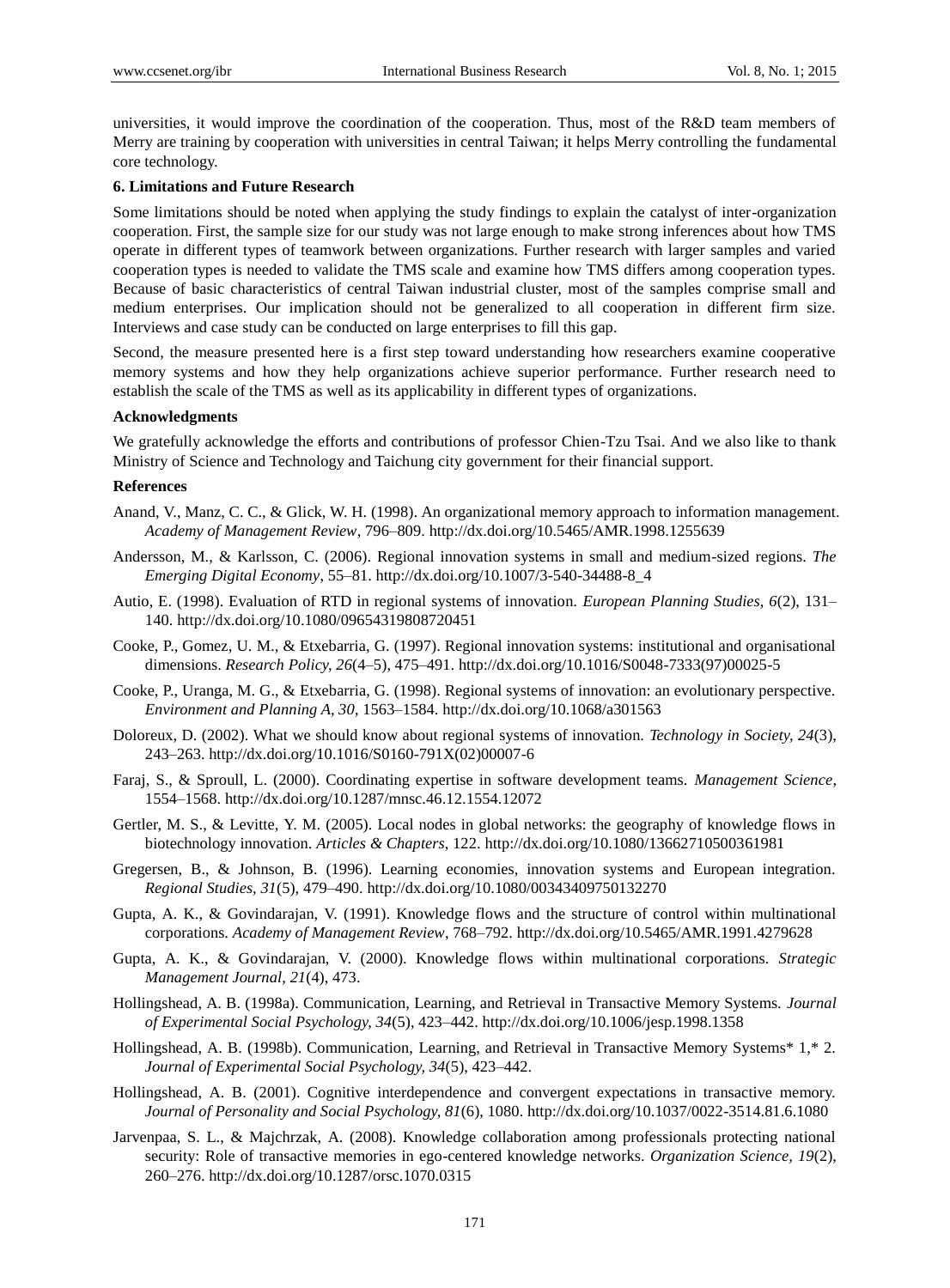universities, it would improve the coordination of the cooperation. Thus, most of the R&D team members of Merry are training by cooperation with universities in central Taiwan; it helps Merry controlling the fundamental core technology.

**6. Limitations and Future Research**

Some limitations should be noted when applying the study findings to explain the catalyst of inter-organization cooperation. First, the sample size for our study was not large enough to make strong inferences about how TMS operate in different types of teamwork between organizations. Further research with larger samples and varied cooperation types is needed to validate the TMS scale and examine how TMS differs among cooperation types. Because of basic characteristics of central Taiwan industrial cluster, most of the samples comprise small and medium enterprises. Our implication should not be generalized to all cooperation in different firm size. Interviews and case study can be conducted on large enterprises to fill this gap.

Second, the measure presented here is a first step toward understanding how researchers examine cooperative memory systems and how they help organizations achieve superior performance. Further research need to establish the scale of the TMS as well as its applicability in different types of organizations.

**Acknowledgments**

We gratefully acknowledge the efforts and contributions of professor Chien-Tzu Tsai. And we also like to thank Ministry of Science and Technology and Taichung city government for their financial support.

**References**

Anand, V., Manz, C. C., & Glick, W. H. (1998). An organizational memory approach to information management. *Academy of Management Review*, 796–809. http://dx.doi.org/10.5465/AMR.1998.1255639

Andersson, M., & Karlsson, C. (2006). Regional innovation systems in small and medium-sized regions. *The Emerging Digital Economy*, 55–81. http://dx.doi.org/10.1007/3-540-34488-8_4

Autio, E. (1998). Evaluation of RTD in regional systems of innovation. *European Planning Studies, 6*(2), 131–140. http://dx.doi.org/10.1080/09654319808720451

Cooke, P., Gomez, U. M., & Etxebarria, G. (1997). Regional innovation systems: institutional and organisational dimensions. *Research Policy, 26*(4–5), 475–491. http://dx.doi.org/10.1016/S0048-7333(97)00025-5

Cooke, P., Uranga, M. G., & Etxebarria, G. (1998). Regional systems of innovation: an evolutionary perspective. *Environment and Planning A, 30*, 1563–1584. http://dx.doi.org/10.1068/a301563

Doloreux, D. (2002). What we should know about regional systems of innovation. *Technology in Society, 24*(3), 243–263. http://dx.doi.org/10.1016/S0160-791X(02)00007-6

Faraj, S., & Sproull, L. (2000). Coordinating expertise in software development teams. *Management Science*, 1554–1568. http://dx.doi.org/10.1287/mnsc.46.12.1554.12072

Gertler, M. S., & Levitte, Y. M. (2005). Local nodes in global networks: the geography of knowledge flows in biotechnology innovation. *Articles & Chapters*, 122. http://dx.doi.org/10.1080/13662710500361981

Gregersen, B., & Johnson, B. (1996). Learning economies, innovation systems and European integration. *Regional Studies, 31*(5), 479–490. http://dx.doi.org/10.1080/00343409750132270

Gupta, A. K., & Govindarajan, V. (1991). Knowledge flows and the structure of control within multinational corporations. *Academy of Management Review*, 768–792. http://dx.doi.org/10.5465/AMR.1991.4279628

Gupta, A. K., & Govindarajan, V. (2000). Knowledge flows within multinational corporations. *Strategic Management Journal, 21*(4), 473.

Hollingshead, A. B. (1998a). Communication, Learning, and Retrieval in Transactive Memory Systems. *Journal of Experimental Social Psychology, 34*(5), 423–442. http://dx.doi.org/10.1006/jesp.1998.1358

Hollingshead, A. B. (1998b). Communication, Learning, and Retrieval in Transactive Memory Systems* 1,* 2. *Journal of Experimental Social Psychology, 34*(5), 423–442.

Hollingshead, A. B. (2001). Cognitive interdependence and convergent expectations in transactive memory. *Journal of Personality and Social Psychology, 81*(6), 1080. http://dx.doi.org/10.1037/0022-3514.81.6.1080

Jarvenpaa, S. L., & Majchrzak, A. (2008). Knowledge collaboration among professionals protecting national security: Role of transactive memories in ego-centered knowledge networks. *Organization Science, 19*(2), 260–276. http://dx.doi.org/10.1287/orsc.1070.0315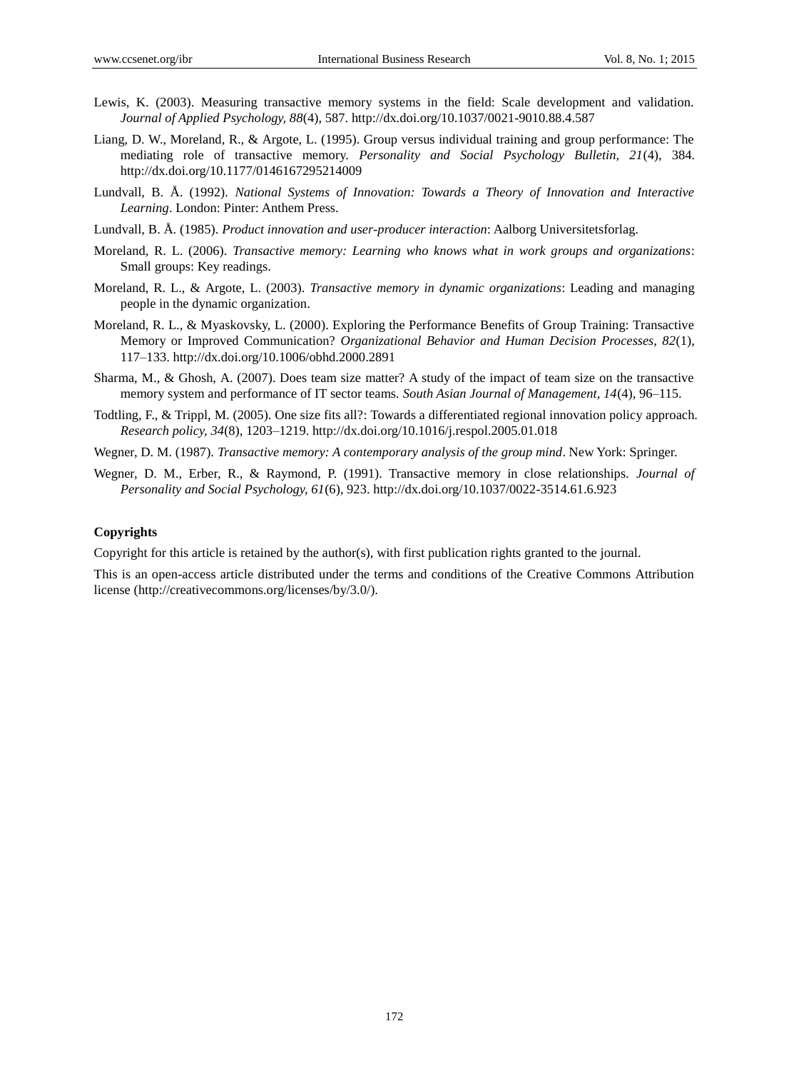Lewis, K. (2003). Measuring transactive memory systems in the field: Scale development and validation. *Journal of Applied Psychology, 88*(4), 587. http://dx.doi.org/10.1037/0021-9010.88.4.587

Liang, D. W., Moreland, R., & Argote, L. (1995). Group versus individual training and group performance: The mediating role of transactive memory. *Personality and Social Psychology Bulletin, 21*(4), 384. http://dx.doi.org/10.1177/0146167295214009

Lundvall, B. Å. (1992). *National Systems of Innovation: Towards a Theory of Innovation and Interactive Learning*. London: Pinter: Anthem Press.

Lundvall, B. Å. (1985). *Product innovation and user-producer interaction*: Aalborg Universitetsforlag.

Moreland, R. L. (2006). *Transactive memory: Learning who knows what in work groups and organizations*: Small groups: Key readings.

Moreland, R. L., & Argote, L. (2003). *Transactive memory in dynamic organizations*: Leading and managing people in the dynamic organization.

Moreland, R. L., & Myaskovsky, L. (2000). Exploring the Performance Benefits of Group Training: Transactive Memory or Improved Communication? *Organizational Behavior and Human Decision Processes, 82*(1), 117–133. http://dx.doi.org/10.1006/obhd.2000.2891

Sharma, M., & Ghosh, A. (2007). Does team size matter? A study of the impact of team size on the transactive memory system and performance of IT sector teams. *South Asian Journal of Management, 14*(4), 96–115.

Todtling, F., & Trippl, M. (2005). One size fits all?: Towards a differentiated regional innovation policy approach. *Research policy, 34*(8), 1203–1219. http://dx.doi.org/10.1016/j.respol.2005.01.018

Wegner, D. M. (1987). *Transactive memory: A contemporary analysis of the group mind*. New York: Springer.

Wegner, D. M., Erber, R., & Raymond, P. (1991). Transactive memory in close relationships. *Journal of Personality and Social Psychology, 61*(6), 923. http://dx.doi.org/10.1037/0022-3514.61.6.923

**Copyrights**

Copyright for this article is retained by the author(s), with first publication rights granted to the journal.

This is an open-access article distributed under the terms and conditions of the Creative Commons Attribution license (http://creativecommons.org/licenses/by/3.0/).